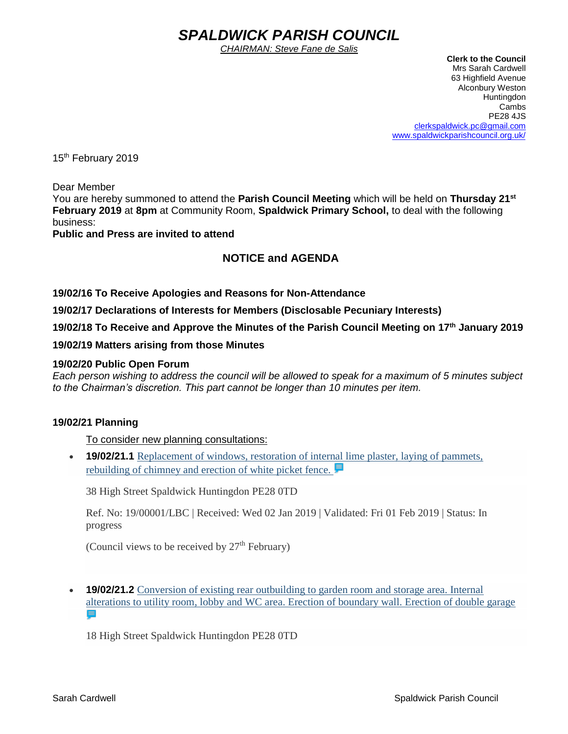# *SPALDWICK PARISH COUNCIL*

*CHAIRMAN: Steve Fane de Salis*

**Clerk to the Council**
Mrs Sarah Cardwell
63 Highfield Avenue
Alconbury Weston
Huntingdon
Cambs
PE28 4JS
clerkspaldwick.pc@gmail.com
www.spaldwickparishcouncil.org.uk/

15th February 2019

Dear Member

You are hereby summoned to attend the **Parish Council Meeting** which will be held on **Thursday 21st February 2019** at **8pm** at Community Room, **Spaldwick Primary School,** to deal with the following business:

**Public and Press are invited to attend**

## NOTICE and AGENDA

**19/02/16 To Receive Apologies and Reasons for Non-Attendance**

**19/02/17 Declarations of Interests for Members (Disclosable Pecuniary Interests)**

**19/02/18 To Receive and Approve the Minutes of the Parish Council Meeting on 17th January 2019**

**19/02/19 Matters arising from those Minutes**

**19/02/20 Public Open Forum**

*Each person wishing to address the council will be allowed to speak for a maximum of 5 minutes subject to the Chairman's discretion. This part cannot be longer than 10 minutes per item.*

**19/02/21 Planning**

To consider new planning consultations:

- **19/02/21.1** Replacement of windows, restoration of internal lime plaster, laying of pammets, rebuilding of chimney and erection of white picket fence.

  38 High Street Spaldwick Huntingdon PE28 0TD

  Ref. No: 19/00001/LBC | Received: Wed 02 Jan 2019 | Validated: Fri 01 Feb 2019 | Status: In progress

  (Council views to be received by 27th February)

- **19/02/21.2** Conversion of existing rear outbuilding to garden room and storage area. Internal alterations to utility room, lobby and WC area. Erection of boundary wall. Erection of double garage

  18 High Street Spaldwick Huntingdon PE28 0TD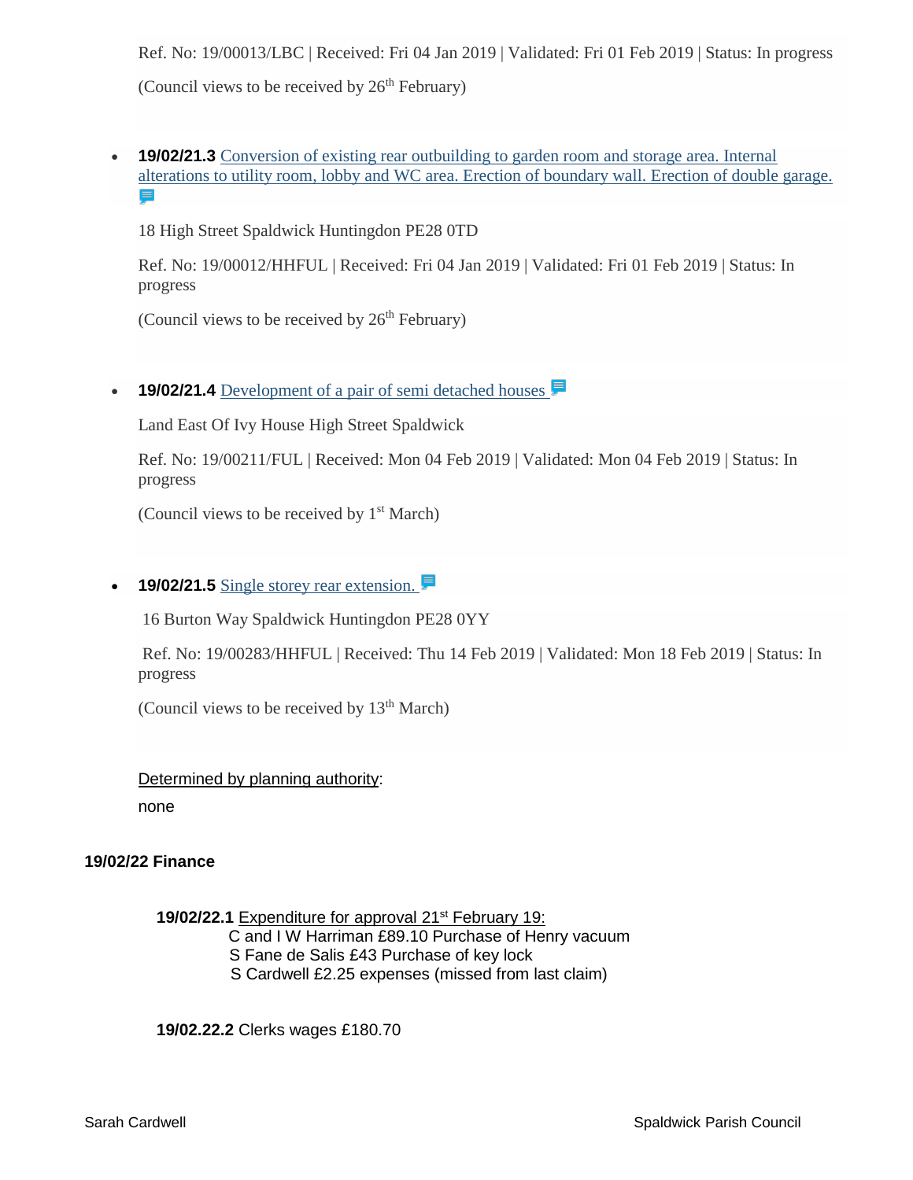Ref. No: 19/00013/LBC | Received: Fri 04 Jan 2019 | Validated: Fri 01 Feb 2019 | Status: In progress

(Council views to be received by 26th February)

- **19/02/21.3** Conversion of existing rear outbuilding to garden room and storage area. Internal alterations to utility room, lobby and WC area. Erection of boundary wall. Erection of double garage.

  18 High Street Spaldwick Huntingdon PE28 0TD

  Ref. No: 19/00012/HHFUL | Received: Fri 04 Jan 2019 | Validated: Fri 01 Feb 2019 | Status: In progress

  (Council views to be received by 26th February)

- **19/02/21.4** Development of a pair of semi detached houses

  Land East Of Ivy House High Street Spaldwick

  Ref. No: 19/00211/FUL | Received: Mon 04 Feb 2019 | Validated: Mon 04 Feb 2019 | Status: In progress

  (Council views to be received by 1st March)

- **19/02/21.5** Single storey rear extension.

  16 Burton Way Spaldwick Huntingdon PE28 0YY

  Ref. No: 19/00283/HHFUL | Received: Thu 14 Feb 2019 | Validated: Mon 18 Feb 2019 | Status: In progress

  (Council views to be received by 13th March)

Determined by planning authority:

none

**19/02/22 Finance**

**19/02/22.1** Expenditure for approval 21st February 19:
C and I W Harriman £89.10 Purchase of Henry vacuum
S Fane de Salis £43 Purchase of key lock
S Cardwell £2.25 expenses (missed from last claim)

**19/02.22.2** Clerks wages £180.70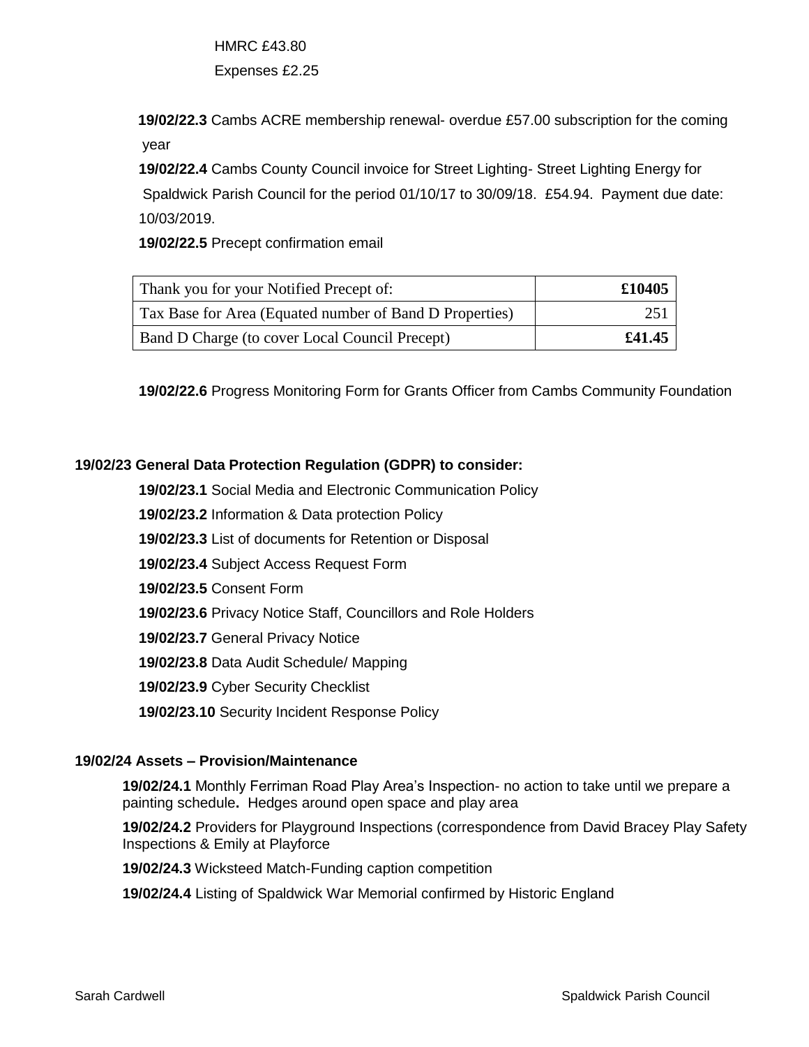HMRC £43.80

Expenses £2.25

**19/02/22.3** Cambs ACRE membership renewal- overdue £57.00 subscription for the coming year

**19/02/22.4** Cambs County Council invoice for Street Lighting- Street Lighting Energy for Spaldwick Parish Council for the period 01/10/17 to 30/09/18. £54.94. Payment due date: 10/03/2019.

**19/02/22.5** Precept confirmation email

| Thank you for your Notified Precept of: | **£10405** |
|---|---|
| Tax Base for Area (Equated number of Band D Properties) | 251 |
| Band D Charge (to cover Local Council Precept) | **£41.45** |

**19/02/22.6** Progress Monitoring Form for Grants Officer from Cambs Community Foundation

**19/02/23 General Data Protection Regulation (GDPR) to consider:**

**19/02/23.1** Social Media and Electronic Communication Policy

**19/02/23.2** Information & Data protection Policy

**19/02/23.3** List of documents for Retention or Disposal

**19/02/23.4** Subject Access Request Form

**19/02/23.5** Consent Form

**19/02/23.6** Privacy Notice Staff, Councillors and Role Holders

**19/02/23.7** General Privacy Notice

**19/02/23.8** Data Audit Schedule/ Mapping

**19/02/23.9** Cyber Security Checklist

**19/02/23.10** Security Incident Response Policy

**19/02/24 Assets – Provision/Maintenance**

**19/02/24.1** Monthly Ferriman Road Play Area's Inspection- no action to take until we prepare a painting schedule**.** Hedges around open space and play area

**19/02/24.2** Providers for Playground Inspections (correspondence from David Bracey Play Safety Inspections & Emily at Playforce

**19/02/24.3** Wicksteed Match-Funding caption competition

**19/02/24.4** Listing of Spaldwick War Memorial confirmed by Historic England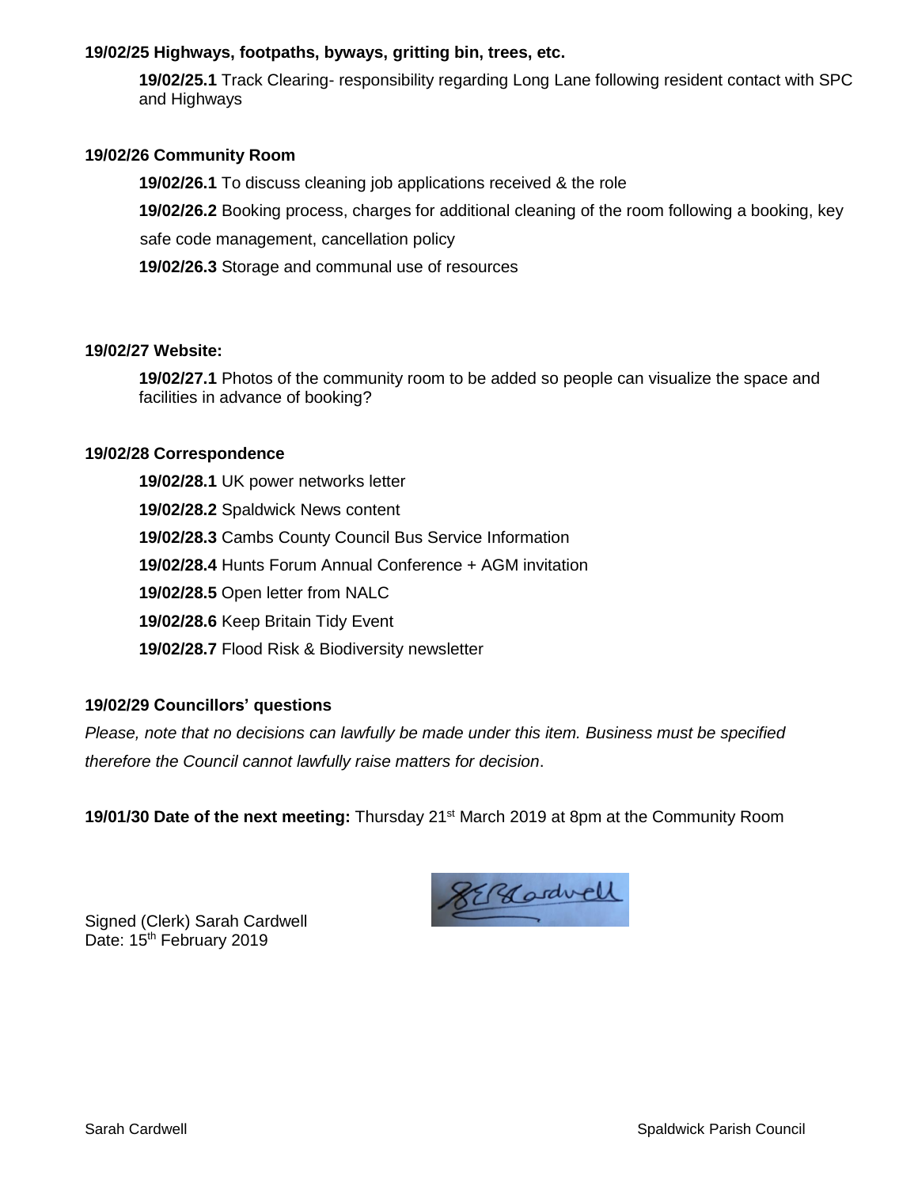**19/02/25 Highways, footpaths, byways, gritting bin, trees, etc.**

**19/02/25.1** Track Clearing- responsibility regarding Long Lane following resident contact with SPC and Highways

**19/02/26 Community Room**

**19/02/26.1** To discuss cleaning job applications received & the role

**19/02/26.2** Booking process, charges for additional cleaning of the room following a booking, key safe code management, cancellation policy

**19/02/26.3** Storage and communal use of resources

**19/02/27 Website:**

**19/02/27.1** Photos of the community room to be added so people can visualize the space and facilities in advance of booking?

**19/02/28 Correspondence**

**19/02/28.1** UK power networks letter

**19/02/28.2** Spaldwick News content

**19/02/28.3** Cambs County Council Bus Service Information

**19/02/28.4** Hunts Forum Annual Conference + AGM invitation

**19/02/28.5** Open letter from NALC

**19/02/28.6** Keep Britain Tidy Event

**19/02/28.7** Flood Risk & Biodiversity newsletter

**19/02/29 Councillors' questions**

*Please, note that no decisions can lawfully be made under this item. Business must be specified therefore the Council cannot lawfully raise matters for decision*.

**19/01/30 Date of the next meeting:** Thursday 21st March 2019 at 8pm at the Community Room

Signed (Clerk) Sarah Cardwell
Date: 15th February 2019